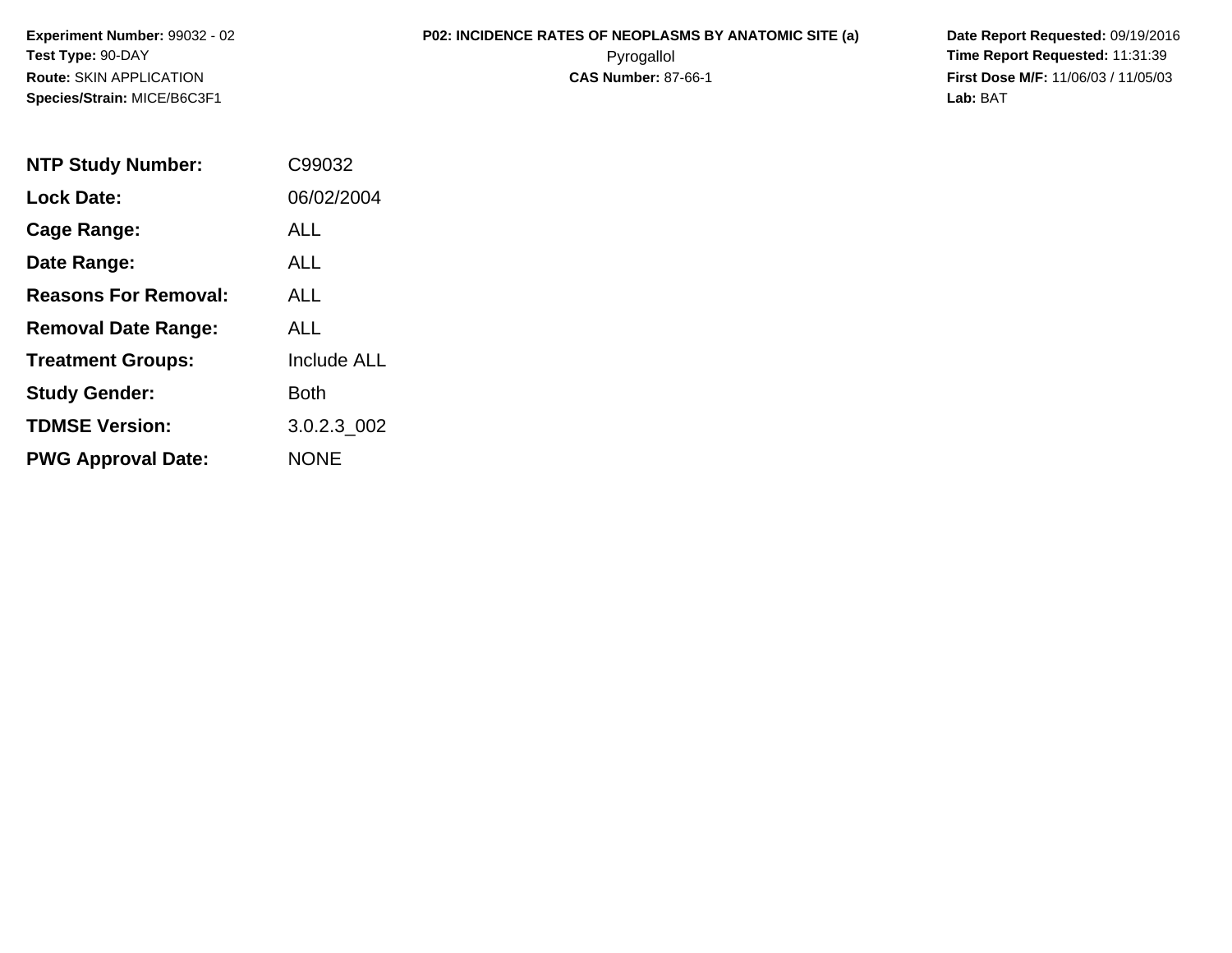**Experiment Number:** 99032 - 02
**Test Type:** 90-DAY
**Route:** SKIN APPLICATION
**Species/Strain:** MICE/B6C3F1

**P02: INCIDENCE RATES OF NEOPLASMS BY ANATOMIC SITE (a)**
Pyrogallol
**CAS Number:** 87-66-1

**Date Report Requested:** 09/19/2016
**Time Report Requested:** 11:31:39
**First Dose M/F:** 11/06/03 / 11/05/03
**Lab:** BAT

| | |
|---|---|
| **NTP Study Number:** | C99032 |
| **Lock Date:** | 06/02/2004 |
| **Cage Range:** | ALL |
| **Date Range:** | ALL |
| **Reasons For Removal:** | ALL |
| **Removal Date Range:** | ALL |
| **Treatment Groups:** | Include ALL |
| **Study Gender:** | Both |
| **TDMSE Version:** | 3.0.2.3_002 |
| **PWG Approval Date:** | NONE |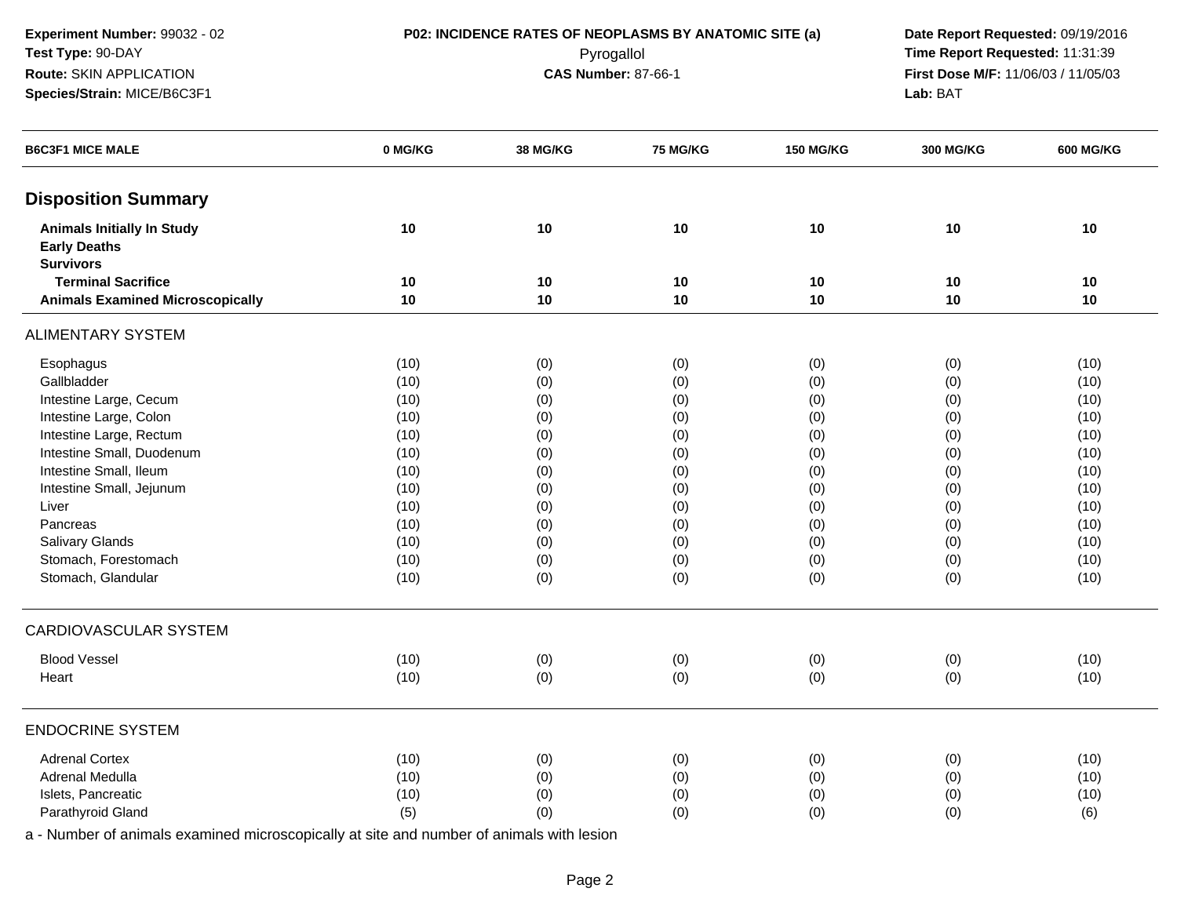**Experiment Number:** 99032 - 02
**Test Type:** 90-DAY
**Route:** SKIN APPLICATION
**Species/Strain:** MICE/B6C3F1

**P02: INCIDENCE RATES OF NEOPLASMS BY ANATOMIC SITE (a)**
Pyrogallol
**CAS Number:** 87-66-1

**Date Report Requested:** 09/19/2016
**Time Report Requested:** 11:31:39
**First Dose M/F:** 11/06/03 / 11/05/03
**Lab:** BAT

| B6C3F1 MICE MALE | 0 MG/KG | 38 MG/KG | 75 MG/KG | 150 MG/KG | 300 MG/KG | 600 MG/KG |
|---|---|---|---|---|---|---|
| **Disposition Summary** | | | | | | |
| **Animals Initially In Study** | **10** | **10** | **10** | **10** | **10** | **10** |
| **Early Deaths** | | | | | | |
| **Survivors** | | | | | | |
| **Terminal Sacrifice** | **10** | **10** | **10** | **10** | **10** | **10** |
| **Animals Examined Microscopically** | **10** | **10** | **10** | **10** | **10** | **10** |
| ALIMENTARY SYSTEM | | | | | | |
| Esophagus | (10) | (0) | (0) | (0) | (0) | (10) |
| Gallbladder | (10) | (0) | (0) | (0) | (0) | (10) |
| Intestine Large, Cecum | (10) | (0) | (0) | (0) | (0) | (10) |
| Intestine Large, Colon | (10) | (0) | (0) | (0) | (0) | (10) |
| Intestine Large, Rectum | (10) | (0) | (0) | (0) | (0) | (10) |
| Intestine Small, Duodenum | (10) | (0) | (0) | (0) | (0) | (10) |
| Intestine Small, Ileum | (10) | (0) | (0) | (0) | (0) | (10) |
| Intestine Small, Jejunum | (10) | (0) | (0) | (0) | (0) | (10) |
| Liver | (10) | (0) | (0) | (0) | (0) | (10) |
| Pancreas | (10) | (0) | (0) | (0) | (0) | (10) |
| Salivary Glands | (10) | (0) | (0) | (0) | (0) | (10) |
| Stomach, Forestomach | (10) | (0) | (0) | (0) | (0) | (10) |
| Stomach, Glandular | (10) | (0) | (0) | (0) | (0) | (10) |
| CARDIOVASCULAR SYSTEM | | | | | | |
| Blood Vessel | (10) | (0) | (0) | (0) | (0) | (10) |
| Heart | (10) | (0) | (0) | (0) | (0) | (10) |
| ENDOCRINE SYSTEM | | | | | | |
| Adrenal Cortex | (10) | (0) | (0) | (0) | (0) | (10) |
| Adrenal Medulla | (10) | (0) | (0) | (0) | (0) | (10) |
| Islets, Pancreatic | (10) | (0) | (0) | (0) | (0) | (10) |
| Parathyroid Gland | (5) | (0) | (0) | (0) | (0) | (6) |

a - Number of animals examined microscopically at site and number of animals with lesion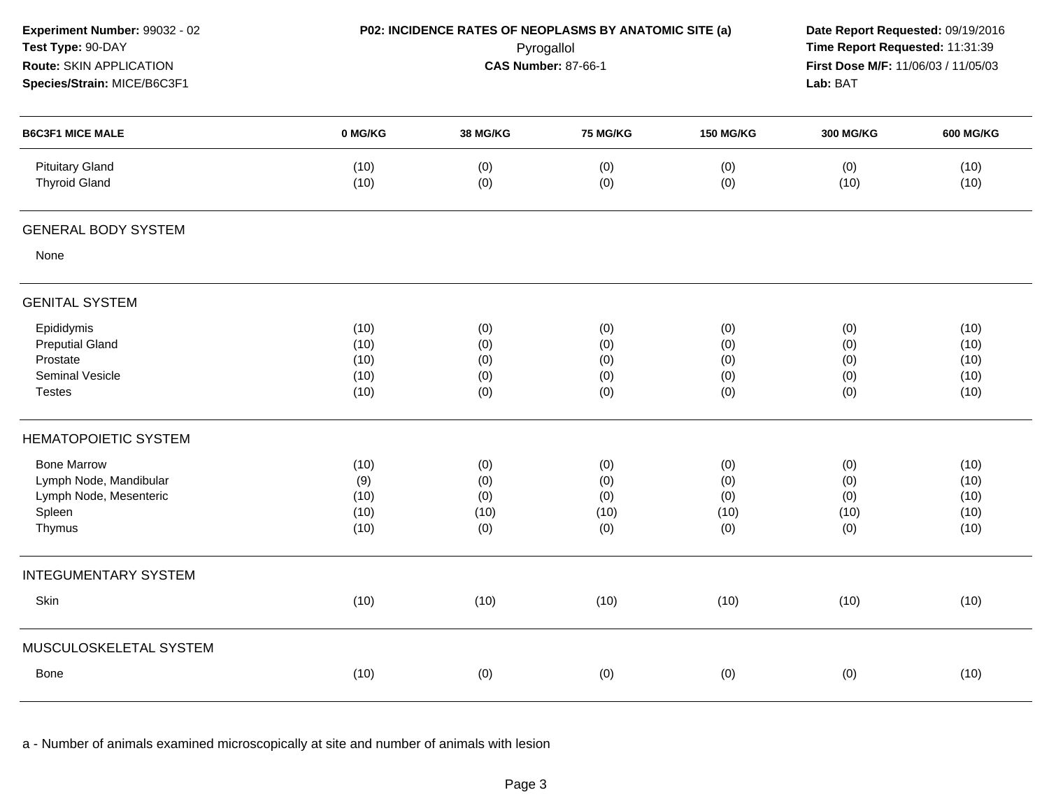**Experiment Number:** 99032 - 02
**Test Type:** 90-DAY
**Route:** SKIN APPLICATION
**Species/Strain:** MICE/B6C3F1

**P02: INCIDENCE RATES OF NEOPLASMS BY ANATOMIC SITE (a)**
Pyrogallol
**CAS Number:** 87-66-1

**Date Report Requested:** 09/19/2016
**Time Report Requested:** 11:31:39
**First Dose M/F:** 11/06/03 / 11/05/03
**Lab:** BAT

| B6C3F1 MICE MALE | 0 MG/KG | 38 MG/KG | 75 MG/KG | 150 MG/KG | 300 MG/KG | 600 MG/KG |
|---|---|---|---|---|---|---|
| Pituitary Gland | (10) | (0) | (0) | (0) | (0) | (10) |
| Thyroid Gland | (10) | (0) | (0) | (0) | (10) | (10) |
| **GENERAL BODY SYSTEM** | | | | | | |
| None | | | | | | |
| **GENITAL SYSTEM** | | | | | | |
| Epididymis | (10) | (0) | (0) | (0) | (0) | (10) |
| Preputial Gland | (10) | (0) | (0) | (0) | (0) | (10) |
| Prostate | (10) | (0) | (0) | (0) | (0) | (10) |
| Seminal Vesicle | (10) | (0) | (0) | (0) | (0) | (10) |
| Testes | (10) | (0) | (0) | (0) | (0) | (10) |
| **HEMATOPOIETIC SYSTEM** | | | | | | |
| Bone Marrow | (10) | (0) | (0) | (0) | (0) | (10) |
| Lymph Node, Mandibular | (9) | (0) | (0) | (0) | (0) | (10) |
| Lymph Node, Mesenteric | (10) | (0) | (0) | (0) | (0) | (10) |
| Spleen | (10) | (10) | (10) | (10) | (10) | (10) |
| Thymus | (10) | (0) | (0) | (0) | (0) | (10) |
| **INTEGUMENTARY SYSTEM** | | | | | | |
| Skin | (10) | (10) | (10) | (10) | (10) | (10) |
| **MUSCULOSKELETAL SYSTEM** | | | | | | |
| Bone | (10) | (0) | (0) | (0) | (0) | (10) |

a - Number of animals examined microscopically at site and number of animals with lesion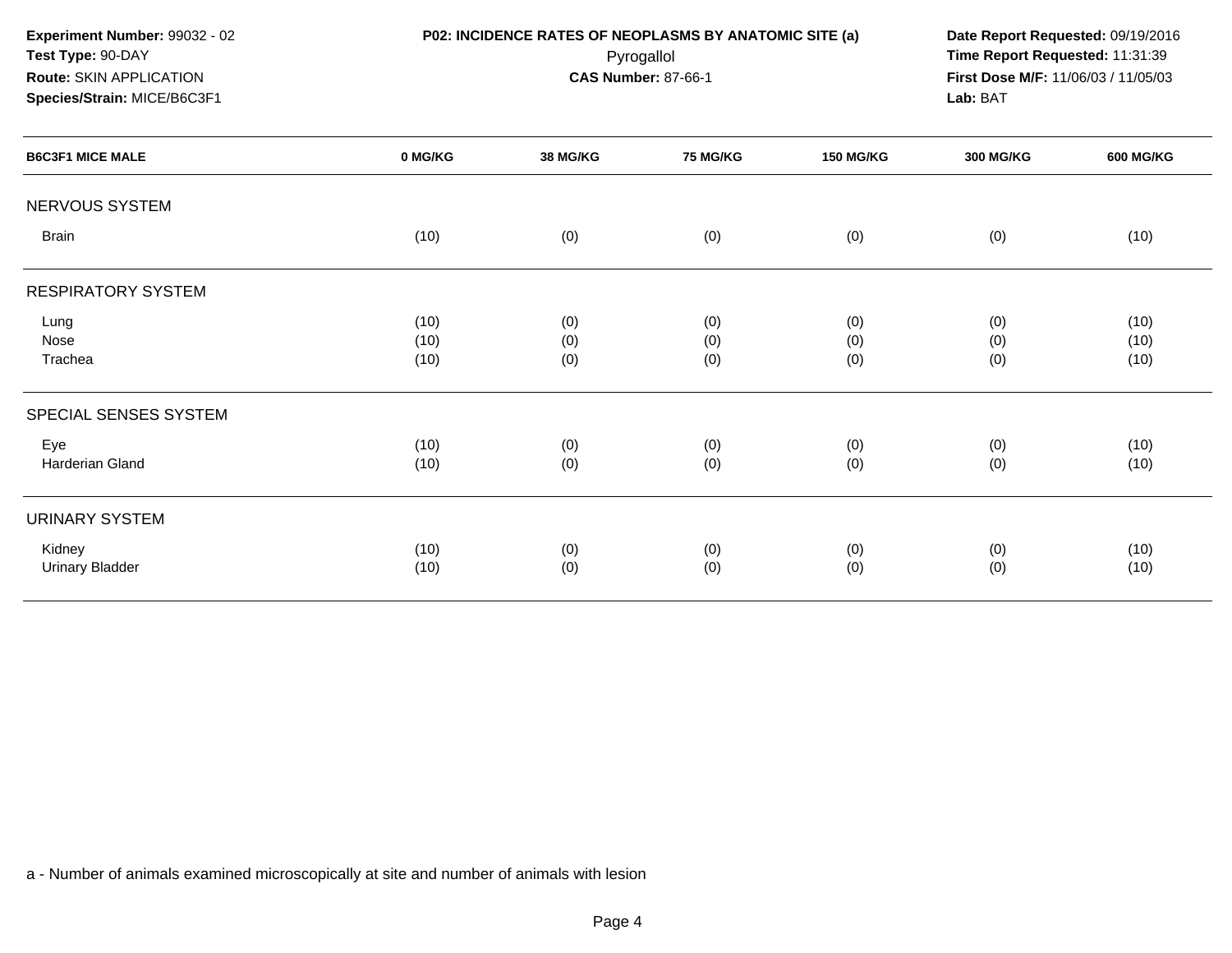**Experiment Number:** 99032 - 02
**Test Type:** 90-DAY
**Route:** SKIN APPLICATION
**Species/Strain:** MICE/B6C3F1

**P02: INCIDENCE RATES OF NEOPLASMS BY ANATOMIC SITE (a)**
Pyrogallol
**CAS Number:** 87-66-1

**Date Report Requested:** 09/19/2016
**Time Report Requested:** 11:31:39
**First Dose M/F:** 11/06/03 / 11/05/03
**Lab:** BAT

| B6C3F1 MICE MALE | 0 MG/KG | 38 MG/KG | 75 MG/KG | 150 MG/KG | 300 MG/KG | 600 MG/KG |
|---|---|---|---|---|---|---|
| NERVOUS SYSTEM | | | | | | |
| Brain | (10) | (0) | (0) | (0) | (0) | (10) |
| RESPIRATORY SYSTEM | | | | | | |
| Lung | (10) | (0) | (0) | (0) | (0) | (10) |
| Nose | (10) | (0) | (0) | (0) | (0) | (10) |
| Trachea | (10) | (0) | (0) | (0) | (0) | (10) |
| SPECIAL SENSES SYSTEM | | | | | | |
| Eye | (10) | (0) | (0) | (0) | (0) | (10) |
| Harderian Gland | (10) | (0) | (0) | (0) | (0) | (10) |
| URINARY SYSTEM | | | | | | |
| Kidney | (10) | (0) | (0) | (0) | (0) | (10) |
| Urinary Bladder | (10) | (0) | (0) | (0) | (0) | (10) |

a - Number of animals examined microscopically at site and number of animals with lesion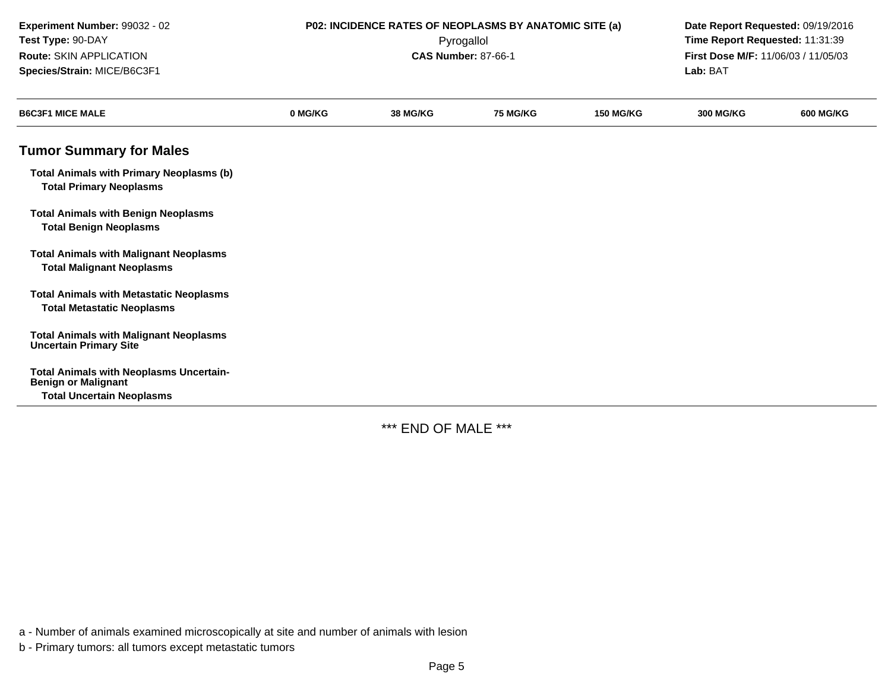**Experiment Number:** 99032 - 02
**Test Type:** 90-DAY
**Route:** SKIN APPLICATION
**Species/Strain:** MICE/B6C3F1

**P02: INCIDENCE RATES OF NEOPLASMS BY ANATOMIC SITE (a)**
Pyrogallol
**CAS Number:** 87-66-1

**Date Report Requested:** 09/19/2016
**Time Report Requested:** 11:31:39
**First Dose M/F:** 11/06/03 / 11/05/03
**Lab:** BAT

| B6C3F1 MICE MALE | 0 MG/KG | 38 MG/KG | 75 MG/KG | 150 MG/KG | 300 MG/KG | 600 MG/KG |
|---|---|---|---|---|---|---|
| **Tumor Summary for Males** | | | | | | |
| **Total Animals with Primary Neoplasms (b)** | | | | | | |
| **Total Primary Neoplasms** | | | | | | |
| **Total Animals with Benign Neoplasms** | | | | | | |
| **Total Benign Neoplasms** | | | | | | |
| **Total Animals with Malignant Neoplasms** | | | | | | |
| **Total Malignant Neoplasms** | | | | | | |
| **Total Animals with Metastatic Neoplasms** | | | | | | |
| **Total Metastatic Neoplasms** | | | | | | |
| **Total Animals with Malignant Neoplasms Uncertain Primary Site** | | | | | | |
| **Total Animals with Neoplasms Uncertain-Benign or Malignant** | | | | | | |
| **Total Uncertain Neoplasms** | | | | | | |

\*\*\* END OF MALE \*\*\*

a - Number of animals examined microscopically at site and number of animals with lesion

b - Primary tumors: all tumors except metastatic tumors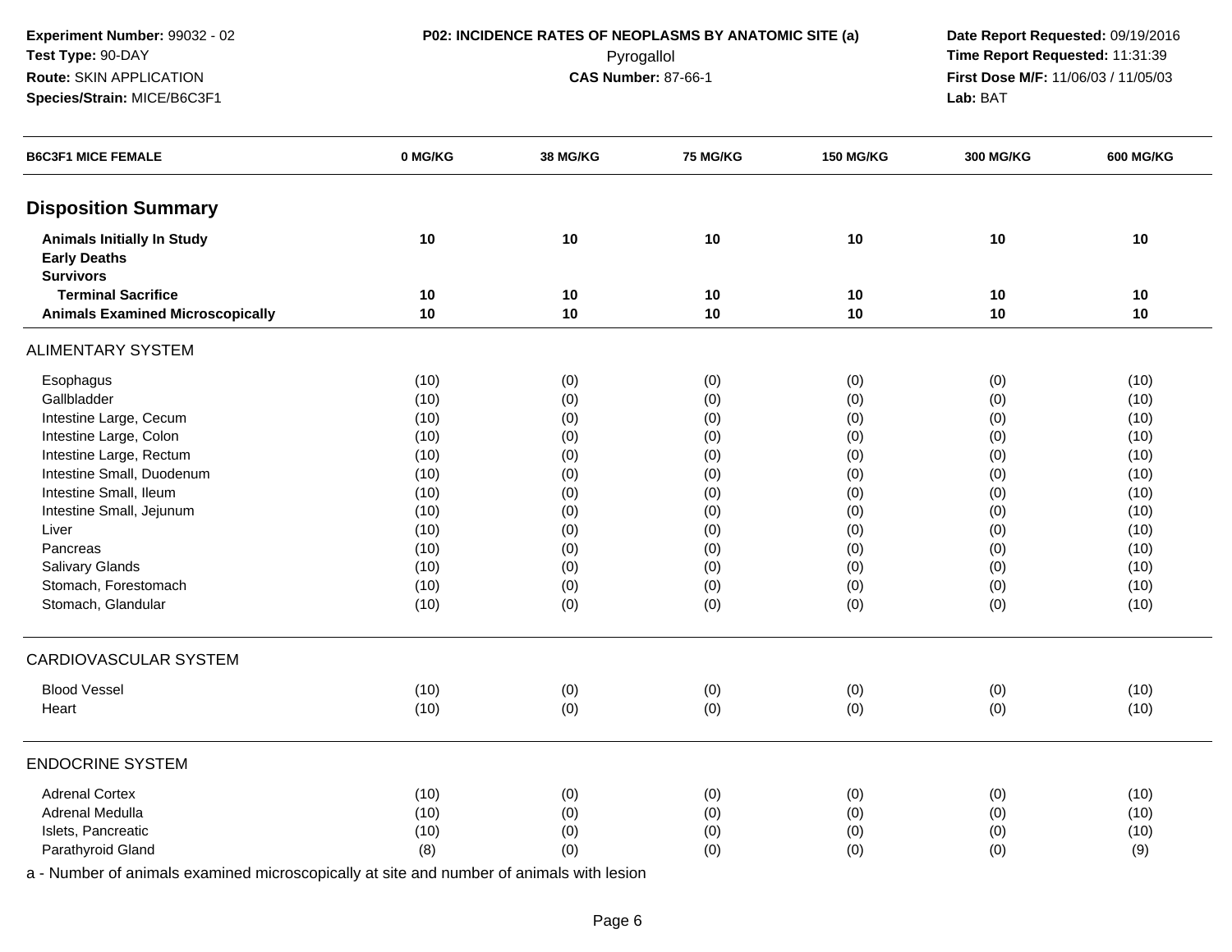**Experiment Number:** 99032 - 02
**Test Type:** 90-DAY
**Route:** SKIN APPLICATION
**Species/Strain:** MICE/B6C3F1

**P02: INCIDENCE RATES OF NEOPLASMS BY ANATOMIC SITE (a)**
Pyrogallol
**CAS Number:** 87-66-1

**Date Report Requested:** 09/19/2016
**Time Report Requested:** 11:31:39
**First Dose M/F:** 11/06/03 / 11/05/03
**Lab:** BAT

| B6C3F1 MICE FEMALE | 0 MG/KG | 38 MG/KG | 75 MG/KG | 150 MG/KG | 300 MG/KG | 600 MG/KG |
|---|---|---|---|---|---|---|
| **Disposition Summary** | | | | | | |
| **Animals Initially In Study** | **10** | **10** | **10** | **10** | **10** | **10** |
| **Early Deaths** | | | | | | |
| **Survivors** | | | | | | |
| **Terminal Sacrifice** | **10** | **10** | **10** | **10** | **10** | **10** |
| **Animals Examined Microscopically** | **10** | **10** | **10** | **10** | **10** | **10** |
| ALIMENTARY SYSTEM | | | | | | |
| Esophagus | (10) | (0) | (0) | (0) | (0) | (10) |
| Gallbladder | (10) | (0) | (0) | (0) | (0) | (10) |
| Intestine Large, Cecum | (10) | (0) | (0) | (0) | (0) | (10) |
| Intestine Large, Colon | (10) | (0) | (0) | (0) | (0) | (10) |
| Intestine Large, Rectum | (10) | (0) | (0) | (0) | (0) | (10) |
| Intestine Small, Duodenum | (10) | (0) | (0) | (0) | (0) | (10) |
| Intestine Small, Ileum | (10) | (0) | (0) | (0) | (0) | (10) |
| Intestine Small, Jejunum | (10) | (0) | (0) | (0) | (0) | (10) |
| Liver | (10) | (0) | (0) | (0) | (0) | (10) |
| Pancreas | (10) | (0) | (0) | (0) | (0) | (10) |
| Salivary Glands | (10) | (0) | (0) | (0) | (0) | (10) |
| Stomach, Forestomach | (10) | (0) | (0) | (0) | (0) | (10) |
| Stomach, Glandular | (10) | (0) | (0) | (0) | (0) | (10) |
| CARDIOVASCULAR SYSTEM | | | | | | |
| Blood Vessel | (10) | (0) | (0) | (0) | (0) | (10) |
| Heart | (10) | (0) | (0) | (0) | (0) | (10) |
| ENDOCRINE SYSTEM | | | | | | |
| Adrenal Cortex | (10) | (0) | (0) | (0) | (0) | (10) |
| Adrenal Medulla | (10) | (0) | (0) | (0) | (0) | (10) |
| Islets, Pancreatic | (10) | (0) | (0) | (0) | (0) | (10) |
| Parathyroid Gland | (8) | (0) | (0) | (0) | (0) | (9) |

a - Number of animals examined microscopically at site and number of animals with lesion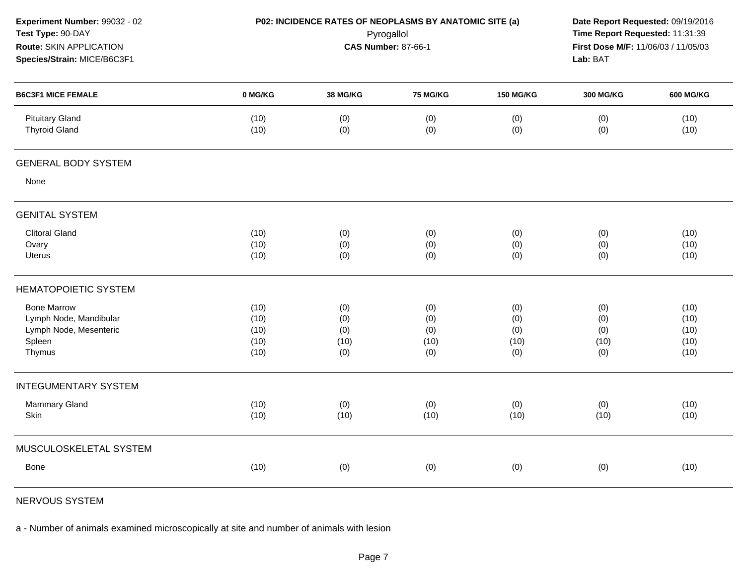**Experiment Number:** 99032 - 02
**Test Type:** 90-DAY
**Route:** SKIN APPLICATION
**Species/Strain:** MICE/B6C3F1

**P02: INCIDENCE RATES OF NEOPLASMS BY ANATOMIC SITE (a)**
Pyrogallol
**CAS Number:** 87-66-1

**Date Report Requested:** 09/19/2016
**Time Report Requested:** 11:31:39
**First Dose M/F:** 11/06/03 / 11/05/03
**Lab:** BAT

| B6C3F1 MICE FEMALE | 0 MG/KG | 38 MG/KG | 75 MG/KG | 150 MG/KG | 300 MG/KG | 600 MG/KG |
|---|---|---|---|---|---|---|
| Pituitary Gland | (10) | (0) | (0) | (0) | (0) | (10) |
| Thyroid Gland | (10) | (0) | (0) | (0) | (0) | (10) |
| **GENERAL BODY SYSTEM** | | | | | | |
| None | | | | | | |
| **GENITAL SYSTEM** | | | | | | |
| Clitoral Gland | (10) | (0) | (0) | (0) | (0) | (10) |
| Ovary | (10) | (0) | (0) | (0) | (0) | (10) |
| Uterus | (10) | (0) | (0) | (0) | (0) | (10) |
| **HEMATOPOIETIC SYSTEM** | | | | | | |
| Bone Marrow | (10) | (0) | (0) | (0) | (0) | (10) |
| Lymph Node, Mandibular | (10) | (0) | (0) | (0) | (0) | (10) |
| Lymph Node, Mesenteric | (10) | (0) | (0) | (0) | (0) | (10) |
| Spleen | (10) | (10) | (10) | (10) | (10) | (10) |
| Thymus | (10) | (0) | (0) | (0) | (0) | (10) |
| **INTEGUMENTARY SYSTEM** | | | | | | |
| Mammary Gland | (10) | (0) | (0) | (0) | (0) | (10) |
| Skin | (10) | (10) | (10) | (10) | (10) | (10) |
| **MUSCULOSKELETAL SYSTEM** | | | | | | |
| Bone | (10) | (0) | (0) | (0) | (0) | (10) |
| **NERVOUS SYSTEM** | | | | | | |

a - Number of animals examined microscopically at site and number of animals with lesion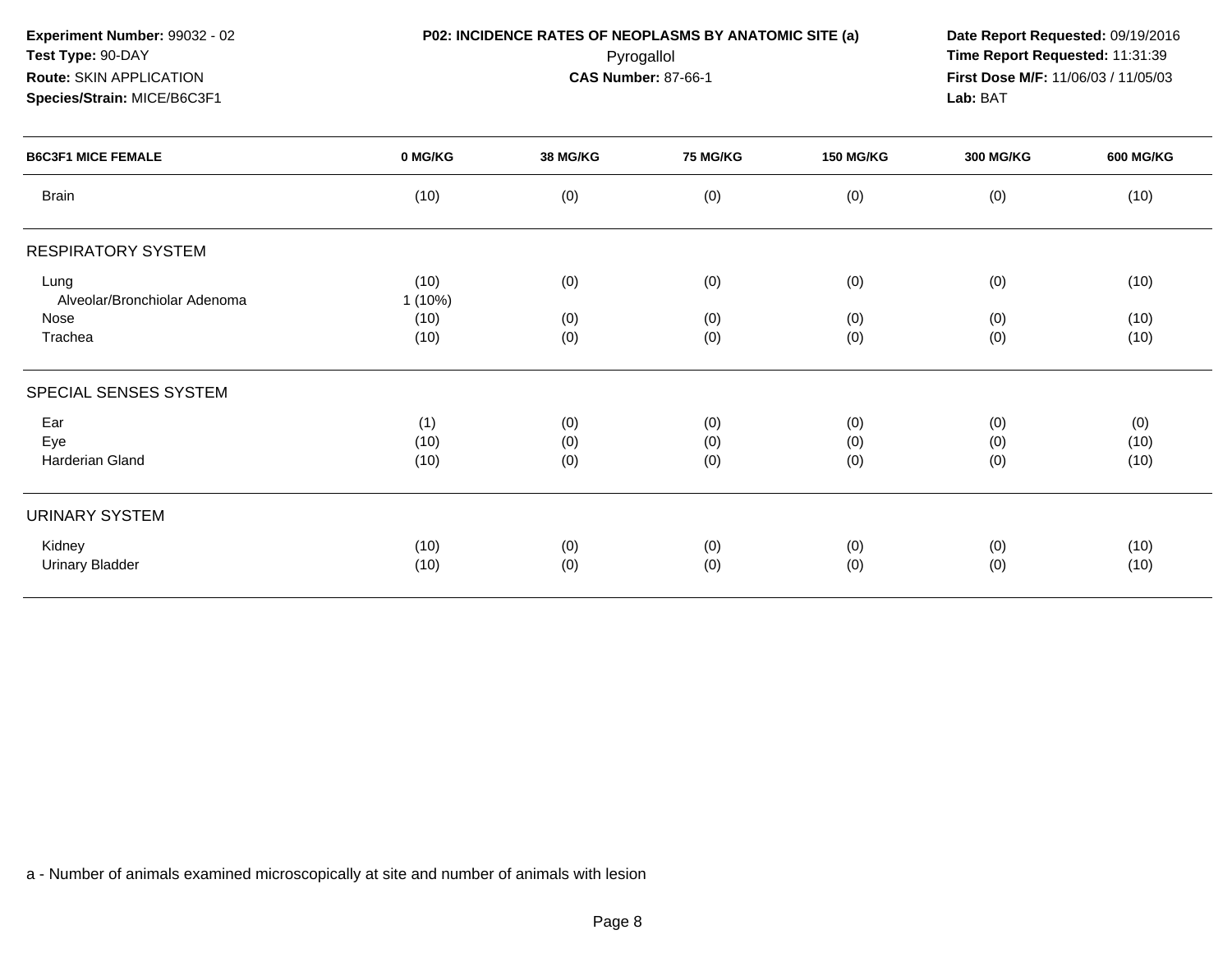**Experiment Number:** 99032 - 02
**Test Type:** 90-DAY
**Route:** SKIN APPLICATION
**Species/Strain:** MICE/B6C3F1

**P02: INCIDENCE RATES OF NEOPLASMS BY ANATOMIC SITE (a)**
Pyrogallol
**CAS Number:** 87-66-1

**Date Report Requested:** 09/19/2016
**Time Report Requested:** 11:31:39
**First Dose M/F:** 11/06/03 / 11/05/03
**Lab:** BAT

| B6C3F1 MICE FEMALE | 0 MG/KG | 38 MG/KG | 75 MG/KG | 150 MG/KG | 300 MG/KG | 600 MG/KG |
|---|---|---|---|---|---|---|
| Brain | (10) | (0) | (0) | (0) | (0) | (10) |
| **RESPIRATORY SYSTEM** | | | | | | |
| Lung | (10) | (0) | (0) | (0) | (0) | (10) |
| Alveolar/Bronchiolar Adenoma | 1 (10%) | | | | | |
| Nose | (10) | (0) | (0) | (0) | (0) | (10) |
| Trachea | (10) | (0) | (0) | (0) | (0) | (10) |
| **SPECIAL SENSES SYSTEM** | | | | | | |
| Ear | (1) | (0) | (0) | (0) | (0) | (0) |
| Eye | (10) | (0) | (0) | (0) | (0) | (10) |
| Harderian Gland | (10) | (0) | (0) | (0) | (0) | (10) |
| **URINARY SYSTEM** | | | | | | |
| Kidney | (10) | (0) | (0) | (0) | (0) | (10) |
| Urinary Bladder | (10) | (0) | (0) | (0) | (0) | (10) |

a - Number of animals examined microscopically at site and number of animals with lesion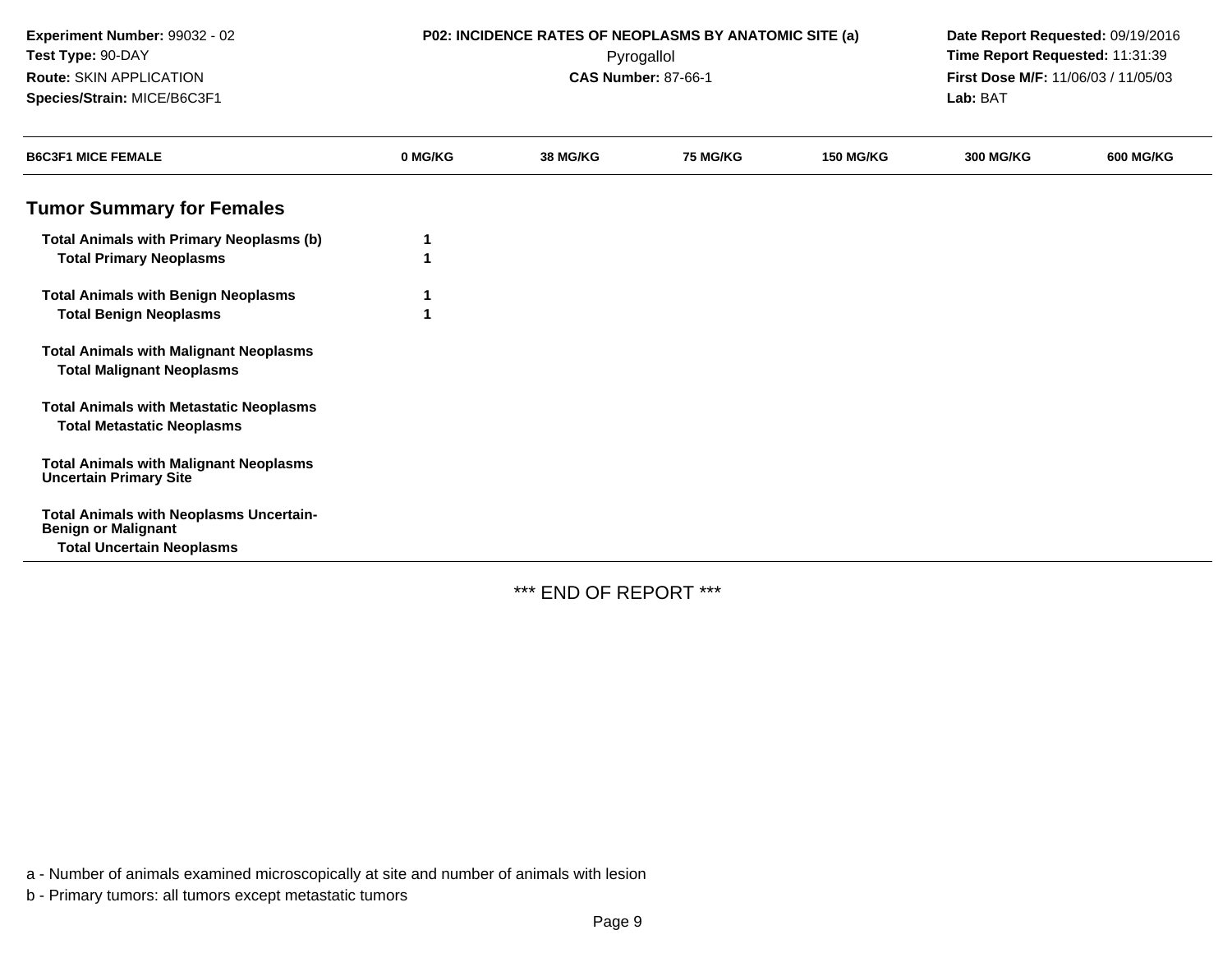**Experiment Number:** 99032 - 02
**Test Type:** 90-DAY
**Route:** SKIN APPLICATION
**Species/Strain:** MICE/B6C3F1

**P02: INCIDENCE RATES OF NEOPLASMS BY ANATOMIC SITE (a)**
Pyrogallol
**CAS Number:** 87-66-1

**Date Report Requested:** 09/19/2016
**Time Report Requested:** 11:31:39
**First Dose M/F:** 11/06/03 / 11/05/03
**Lab:** BAT

| B6C3F1 MICE FEMALE | 0 MG/KG | 38 MG/KG | 75 MG/KG | 150 MG/KG | 300 MG/KG | 600 MG/KG |
|---|---|---|---|---|---|---|
| **Tumor Summary for Females** | | | | | | |
| **Total Animals with Primary Neoplasms (b)** | 1 | | | | | |
| **Total Primary Neoplasms** | 1 | | | | | |
| **Total Animals with Benign Neoplasms** | 1 | | | | | |
| **Total Benign Neoplasms** | 1 | | | | | |
| **Total Animals with Malignant Neoplasms** | | | | | | |
| **Total Malignant Neoplasms** | | | | | | |
| **Total Animals with Metastatic Neoplasms** | | | | | | |
| **Total Metastatic Neoplasms** | | | | | | |
| **Total Animals with Malignant Neoplasms Uncertain Primary Site** | | | | | | |
| **Total Animals with Neoplasms Uncertain-Benign or Malignant** | | | | | | |
| **Total Uncertain Neoplasms** | | | | | | |

*** END OF REPORT ***

a - Number of animals examined microscopically at site and number of animals with lesion

b - Primary tumors: all tumors except metastatic tumors